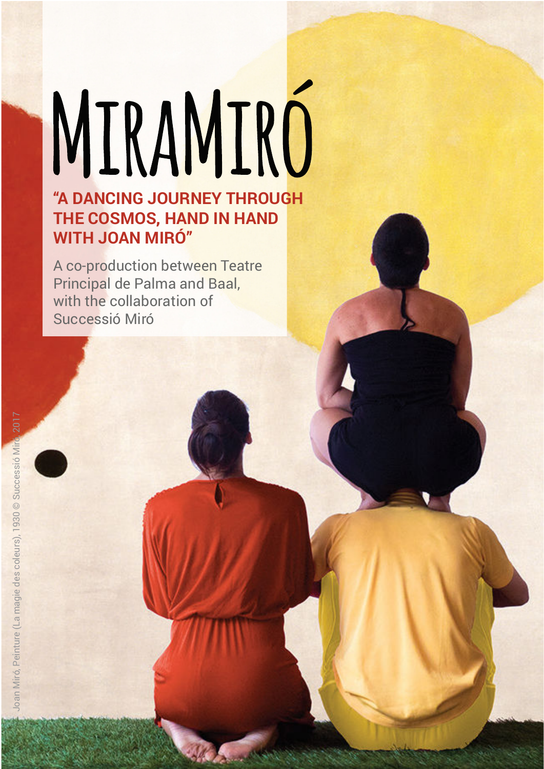# MiraMiró

**"A DANCING JOURNEY THROUGH THE COSMOS, HAND IN HAND WITH JOAN MIRÓ"**

A co-production between Teatre Principal de Palma and Baal, with the collaboration of Successió Miró

Joan Miró, Peinture (La magie des coleurs), 1930 © Successió Miró, 2017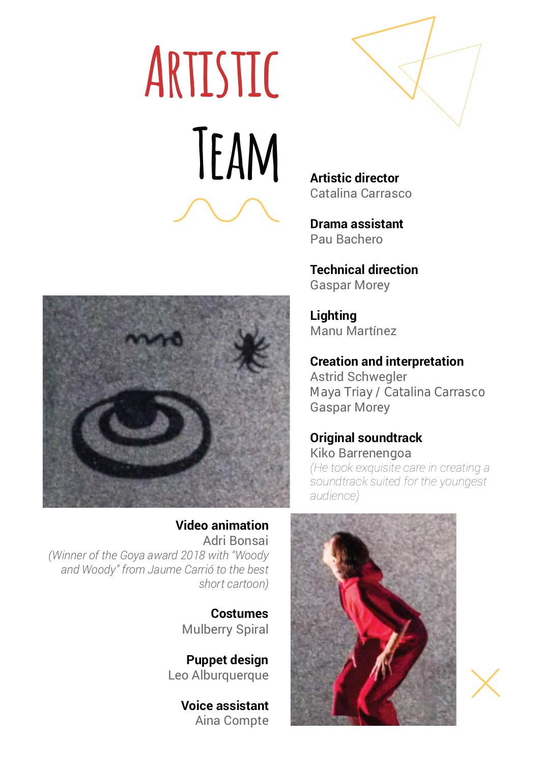# Artistic Team

**Artistic director**
Catalina Carrasco

**Drama assistant**
Pau Bachero

**Technical direction**
Gaspar Morey

**Lighting**
Manu Martínez

**Creation and interpretation**
Astrid Schwegler
Maya Triay / Catalina Carrasco
Gaspar Morey

**Original soundtrack**
Kiko Barrenengoa
*(He took exquisite care in creating a soundtrack suited for the youngest audience)*

**Video animation**
Adri Bonsai
*(Winner of the Goya award 2018 with "Woody and Woody" from Jaume Carrió to the best short cartoon)*

**Costumes**
Mulberry Spiral

**Puppet design**
Leo Alburquerque

**Voice assistant**
Aina Compte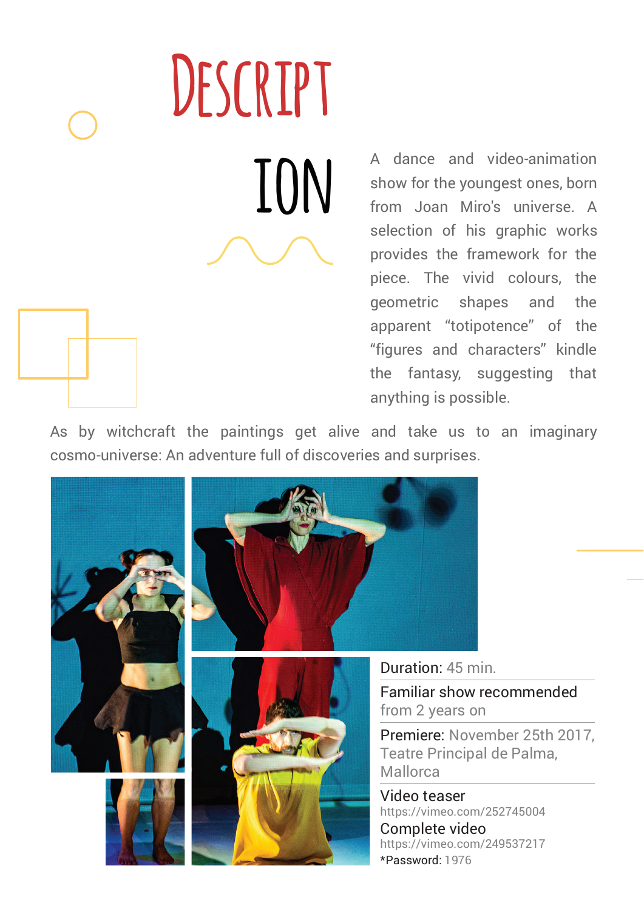# DESCRIPTION

A dance and video-animation show for the youngest ones, born from Joan Miro's universe. A selection of his graphic works provides the framework for the piece. The vivid colours, the geometric shapes and the apparent "totipotence" of the "figures and characters" kindle the fantasy, suggesting that anything is possible.

As by witchcraft the paintings get alive and take us to an imaginary cosmo-universe: An adventure full of discoveries and surprises.

Duration: 45 min.

Familiar show recommended from 2 years on

Premiere: November 25th 2017, Teatre Principal de Palma, Mallorca

Video teaser
https://vimeo.com/252745004

Complete video
https://vimeo.com/249537217
*Password: 1976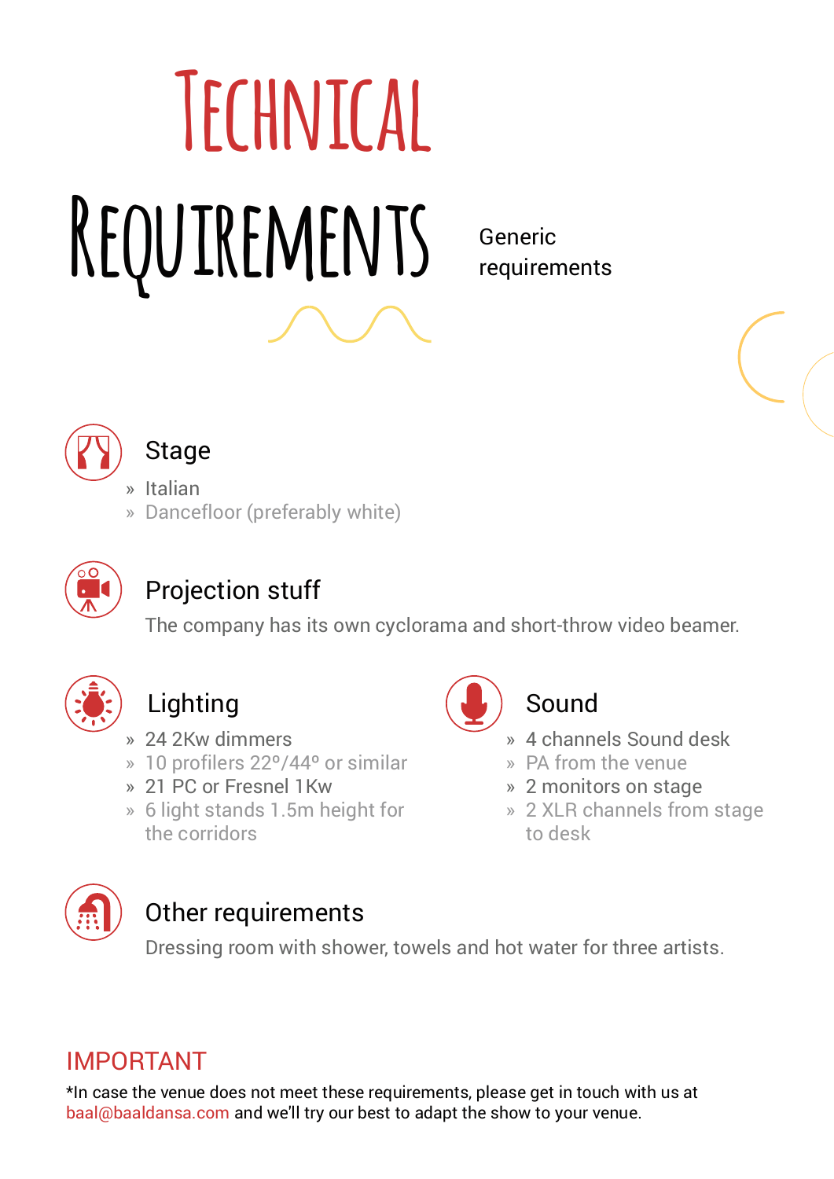# Technical Requirements

Generic requirements

## Stage

- Italian
- Dancefloor (preferably white)

## Projection stuff

The company has its own cyclorama and short-throw video beamer.

## Lighting

- 24 2Kw dimmers
- 10 profilers 22º/44º or similar
- 21 PC or Fresnel 1Kw
- 6 light stands 1.5m height for the corridors

## Sound

- 4 channels Sound desk
- PA from the venue
- 2 monitors on stage
- 2 XLR channels from stage to desk

## Other requirements

Dressing room with shower, towels and hot water for three artists.

## IMPORTANT

*In case the venue does not meet these requirements, please get in touch with us at baal@baaldansa.com and we'll try our best to adapt the show to your venue.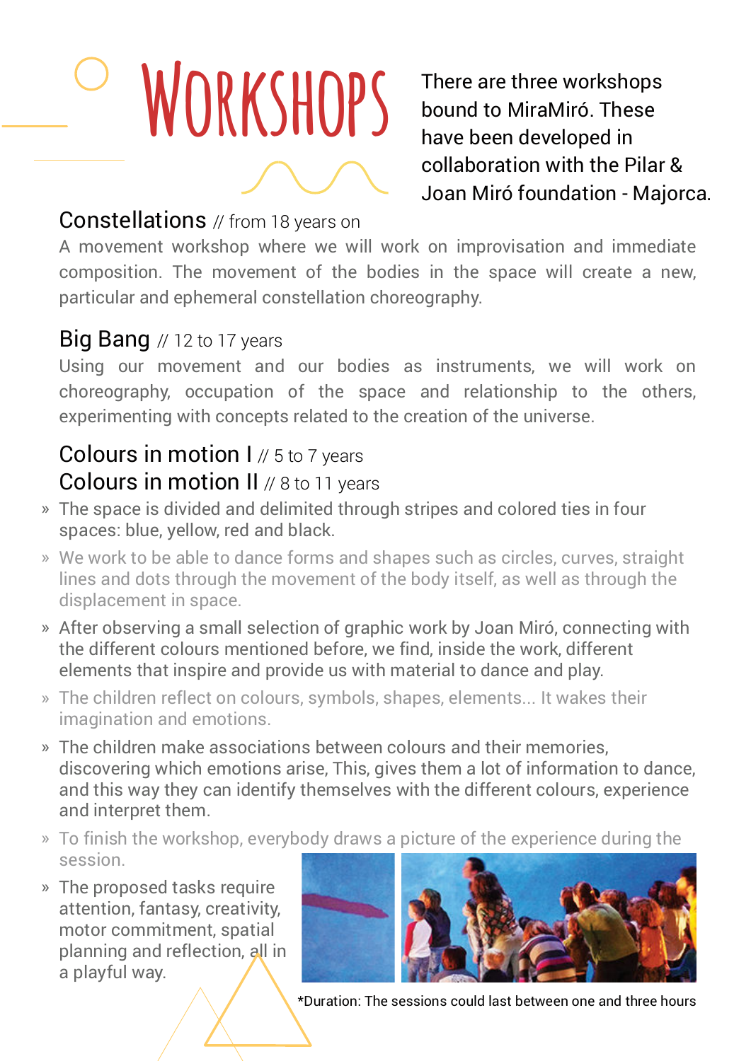# WORKSHOPS

There are three workshops bound to MiraMiró. These have been developed in collaboration with the Pilar & Joan Miró foundation - Majorca.

## Constellations // from 18 years on

A movement workshop where we will work on improvisation and immediate composition. The movement of the bodies in the space will create a new, particular and ephemeral constellation choreography.

## Big Bang // 12 to 17 years

Using our movement and our bodies as instruments, we will work on choreography, occupation of the space and relationship to the others, experimenting with concepts related to the creation of the universe.

## Colours in motion I // 5 to 7 years
## Colours in motion II // 8 to 11 years

- The space is divided and delimited through stripes and colored ties in four spaces: blue, yellow, red and black.
- We work to be able to dance forms and shapes such as circles, curves, straight lines and dots through the movement of the body itself, as well as through the displacement in space.
- After observing a small selection of graphic work by Joan Miró, connecting with the different colours mentioned before, we find, inside the work, different elements that inspire and provide us with material to dance and play.
- The children reflect on colours, symbols, shapes, elements... It wakes their imagination and emotions.
- The children make associations between colours and their memories, discovering which emotions arise, This, gives them a lot of information to dance, and this way they can identify themselves with the different colours, experience and interpret them.
- To finish the workshop, everybody draws a picture of the experience during the session.
- The proposed tasks require attention, fantasy, creativity, motor commitment, spatial planning and reflection, all in a playful way.

*Duration: The sessions could last between one and three hours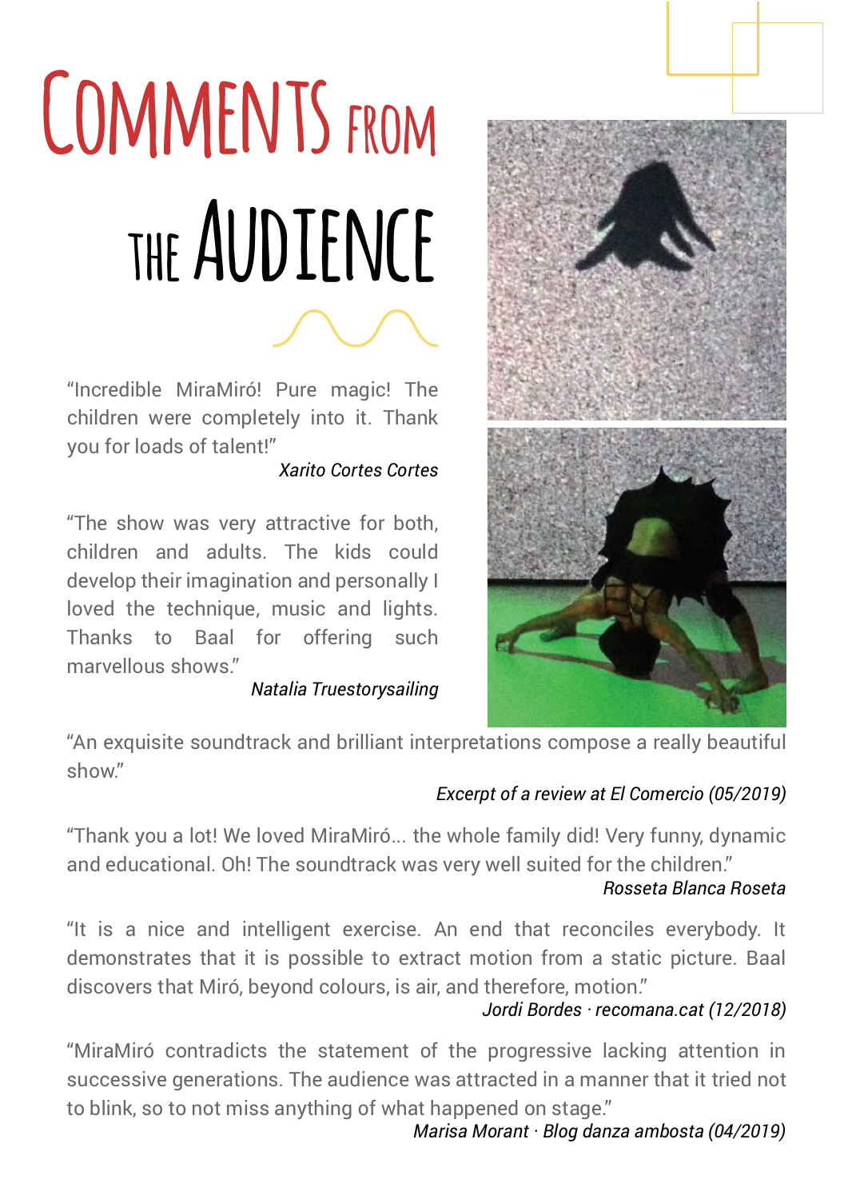# Comments from the Audience

"Incredible MiraMiró! Pure magic! The children were completely into it. Thank you for loads of talent!"

*Xarito Cortes Cortes*

"The show was very attractive for both, children and adults. The kids could develop their imagination and personally I loved the technique, music and lights. Thanks to Baal for offering such marvellous shows."

*Natalia Truestorysailing*

"An exquisite soundtrack and brilliant interpretations compose a really beautiful show."

*Excerpt of a review at El Comercio (05/2019)*

"Thank you a lot! We loved MiraMiró... the whole family did! Very funny, dynamic and educational. Oh! The soundtrack was very well suited for the children."

*Rosseta Blanca Roseta*

"It is a nice and intelligent exercise. An end that reconciles everybody. It demonstrates that it is possible to extract motion from a static picture. Baal discovers that Miró, beyond colours, is air, and therefore, motion."

*Jordi Bordes · recomana.cat (12/2018)*

"MiraMiró contradicts the statement of the progressive lacking attention in successive generations. The audience was attracted in a manner that it tried not to blink, so to not miss anything of what happened on stage."

*Marisa Morant · Blog danza ambosta (04/2019)*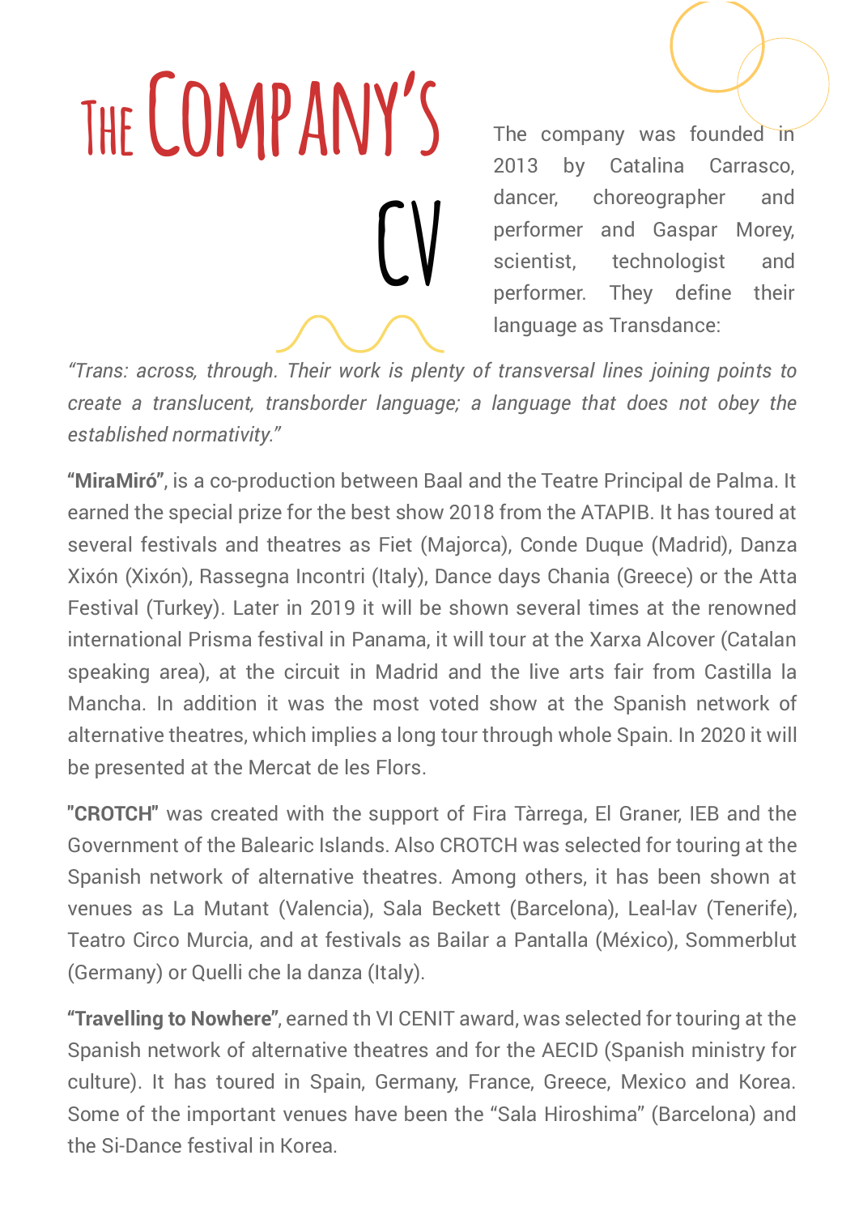# The Company's CV

The company was founded in 2013 by Catalina Carrasco, dancer, choreographer and performer and Gaspar Morey, scientist, technologist and performer. They define their language as Transdance:

*“Trans: across, through. Their work is plenty of transversal lines joining points to create a translucent, transborder language; a language that does not obey the established normativity.”*

**“MiraMiró”**, is a co-production between Baal and the Teatre Principal de Palma. It earned the special prize for the best show 2018 from the ATAPIB. It has toured at several festivals and theatres as Fiet (Majorca), Conde Duque (Madrid), Danza Xixón (Xixón), Rassegna Incontri (Italy), Dance days Chania (Greece) or the Atta Festival (Turkey). Later in 2019 it will be shown several times at the renowned international Prisma festival in Panama, it will tour at the Xarxa Alcover (Catalan speaking area), at the circuit in Madrid and the live arts fair from Castilla la Mancha. In addition it was the most voted show at the Spanish network of alternative theatres, which implies a long tour through whole Spain. In 2020 it will be presented at the Mercat de les Flors.

**"CROTCH"** was created with the support of Fira Tàrrega, El Graner, IEB and the Government of the Balearic Islands. Also CROTCH was selected for touring at the Spanish network of alternative theatres. Among others, it has been shown at venues as La Mutant (Valencia), Sala Beckett (Barcelona), Leal-lav (Tenerife), Teatro Circo Murcia, and at festivals as Bailar a Pantalla (México), Sommerblut (Germany) or Quelli che la danza (Italy).

**“Travelling to Nowhere”**, earned th VI CENIT award, was selected for touring at the Spanish network of alternative theatres and for the AECID (Spanish ministry for culture). It has toured in Spain, Germany, France, Greece, Mexico and Korea. Some of the important venues have been the “Sala Hiroshima” (Barcelona) and the Si-Dance festival in Korea.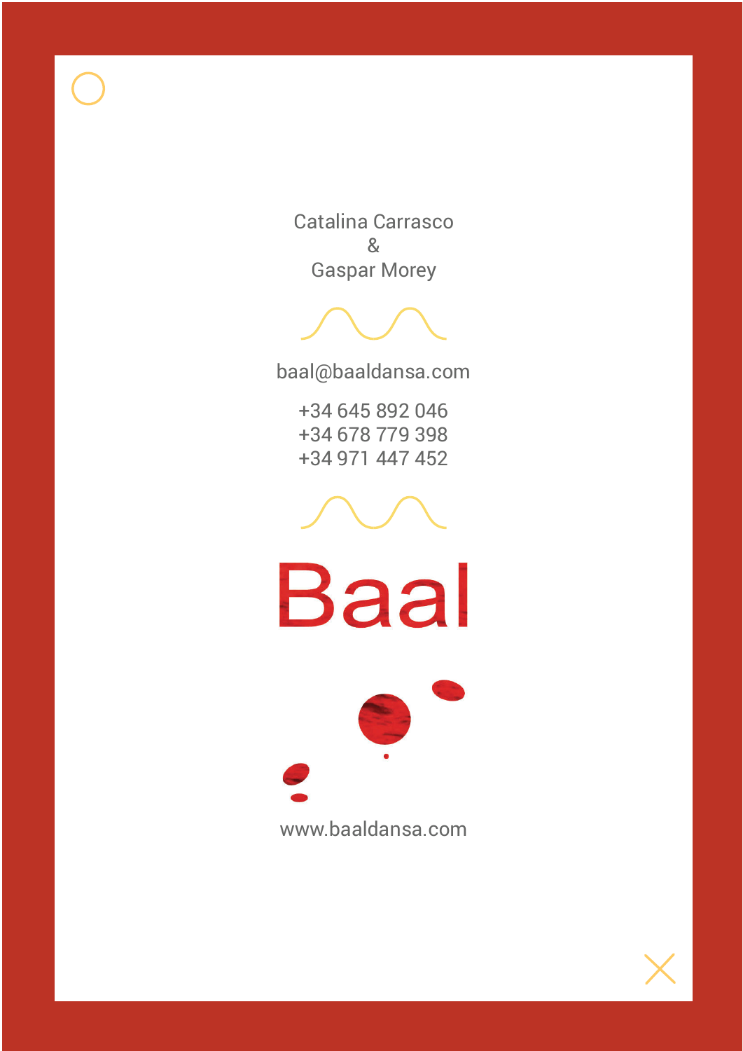Catalina Carrasco
&
Gaspar Morey

baal@baaldansa.com

+34 645 892 046
+34 678 779 398
+34 971 447 452

# Baal

www.baaldansa.com